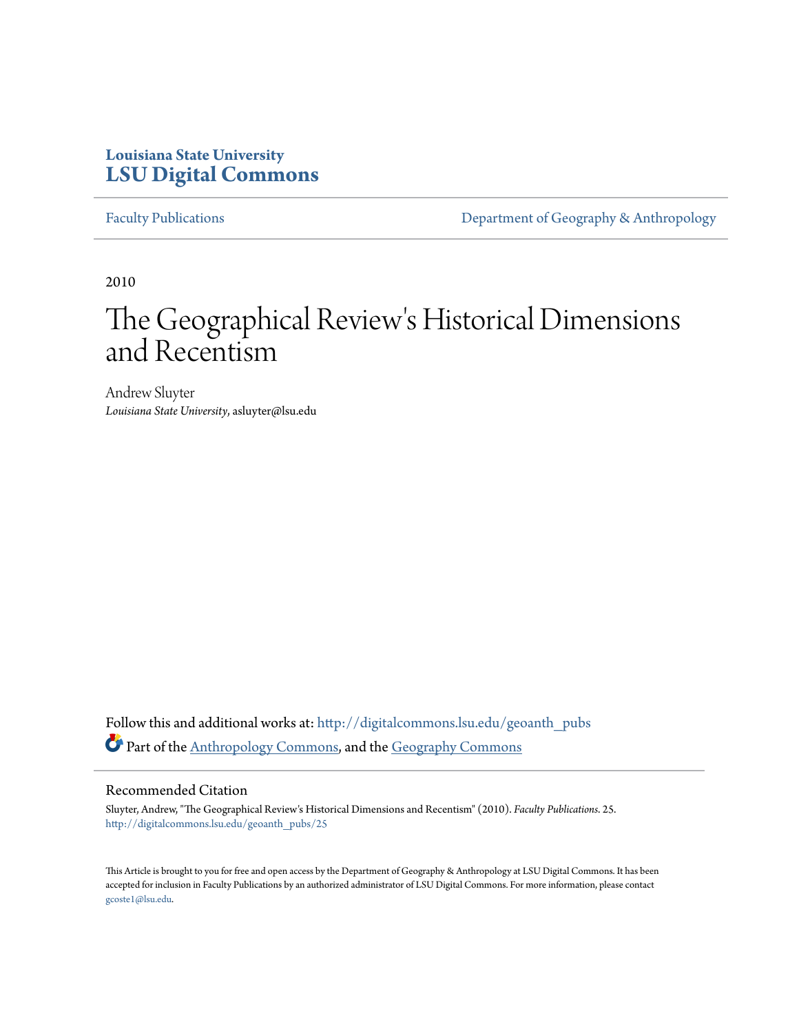**Louisiana State University**
**LSU Digital Commons**

Faculty Publications — Department of Geography & Anthropology

2010

# The Geographical Review's Historical Dimensions and Recentism

Andrew Sluyter
*Louisiana State University*, asluyter@lsu.edu

Follow this and additional works at: http://digitalcommons.lsu.edu/geoanth_pubs
Part of the Anthropology Commons, and the Geography Commons

## Recommended Citation

Sluyter, Andrew, "The Geographical Review's Historical Dimensions and Recentism" (2010). *Faculty Publications*. 25.
http://digitalcommons.lsu.edu/geoanth_pubs/25

This Article is brought to you for free and open access by the Department of Geography & Anthropology at LSU Digital Commons. It has been accepted for inclusion in Faculty Publications by an authorized administrator of LSU Digital Commons. For more information, please contact gcoste1@lsu.edu.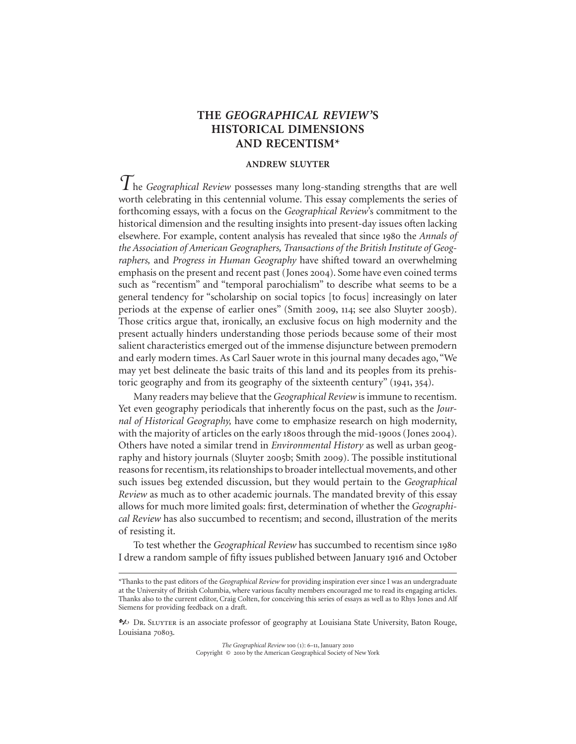# THE *GEOGRAPHICAL REVIEW*'S HISTORICAL DIMENSIONS AND RECENTISM*

### ANDREW SLUYTER

The *Geographical Review* possesses many long-standing strengths that are well worth celebrating in this centennial volume. This essay complements the series of forthcoming essays, with a focus on the *Geographical Review*'s commitment to the historical dimension and the resulting insights into present-day issues often lacking elsewhere. For example, content analysis has revealed that since 1980 the *Annals of the Association of American Geographers, Transactions of the British Institute of Geographers,* and *Progress in Human Geography* have shifted toward an overwhelming emphasis on the present and recent past (Jones 2004). Some have even coined terms such as "recentism" and "temporal parochialism" to describe what seems to be a general tendency for "scholarship on social topics [to focus] increasingly on later periods at the expense of earlier ones" (Smith 2009, 114; see also Sluyter 2005b). Those critics argue that, ironically, an exclusive focus on high modernity and the present actually hinders understanding those periods because some of their most salient characteristics emerged out of the immense disjuncture between premodern and early modern times. As Carl Sauer wrote in this journal many decades ago, "We may yet best delineate the basic traits of this land and its peoples from its prehistoric geography and from its geography of the sixteenth century" (1941, 354).

Many readers may believe that the *Geographical Review* is immune to recentism. Yet even geography periodicals that inherently focus on the past, such as the *Journal of Historical Geography,* have come to emphasize research on high modernity, with the majority of articles on the early 1800s through the mid-1900s (Jones 2004). Others have noted a similar trend in *Environmental History* as well as urban geography and history journals (Sluyter 2005b; Smith 2009). The possible institutional reasons for recentism, its relationships to broader intellectual movements, and other such issues beg extended discussion, but they would pertain to the *Geographical Review* as much as to other academic journals. The mandated brevity of this essay allows for much more limited goals: first, determination of whether the *Geographical Review* has also succumbed to recentism; and second, illustration of the merits of resisting it.

To test whether the *Geographical Review* has succumbed to recentism since 1980 I drew a random sample of fifty issues published between January 1916 and October

---

*Thanks to the past editors of the *Geographical Review* for providing inspiration ever since I was an undergraduate at the University of British Columbia, where various faculty members encouraged me to read its engaging articles. Thanks also to the current editor, Craig Colten, for conceiving this series of essays as well as to Rhys Jones and Alf Siemens for providing feedback on a draft.

DR. SLUYTER is an associate professor of geography at Louisiana State University, Baton Rouge, Louisiana 70803.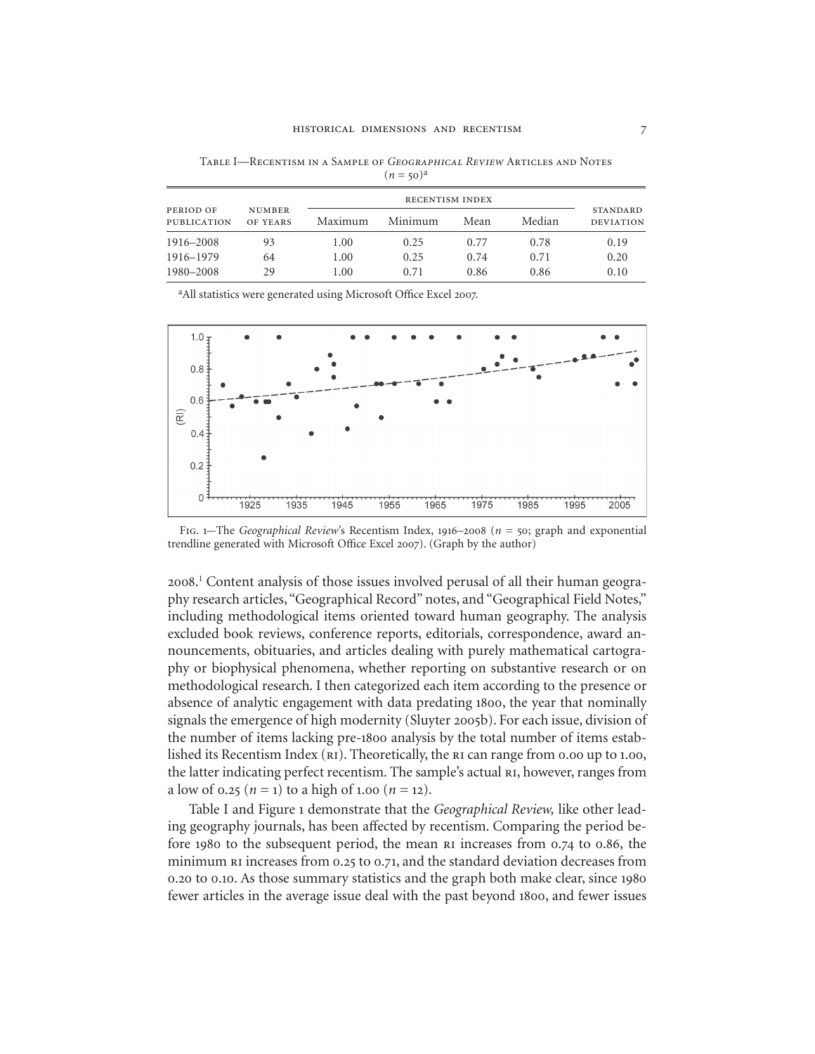Table I—Recentism in a Sample of *Geographical Review* Articles and Notes ($n = 50$)[a]

| Period of publication | Number of years | Recentism index | | | | Standard deviation |
|---|---|---|---|---|---|---|
| | | Maximum | Minimum | Mean | Median | |
| 1916–2008 | 93 | 1.00 | 0.25 | 0.77 | 0.78 | 0.19 |
| 1916–1979 | 64 | 1.00 | 0.25 | 0.74 | 0.71 | 0.20 |
| 1980–2008 | 29 | 1.00 | 0.71 | 0.86 | 0.86 | 0.10 |

[a]All statistics were generated using Microsoft Office Excel 2007.

Fig. 1—The *Geographical Review*'s Recentism Index, 1916–2008 ($n = 50$; graph and exponential trendline generated with Microsoft Office Excel 2007). (Graph by the author)

2008.[1] Content analysis of those issues involved perusal of all their human geography research articles, "Geographical Record" notes, and "Geographical Field Notes," including methodological items oriented toward human geography. The analysis excluded book reviews, conference reports, editorials, correspondence, award announcements, obituaries, and articles dealing with purely mathematical cartography or biophysical phenomena, whether reporting on substantive research or on methodological research. I then categorized each item according to the presence or absence of analytic engagement with data predating 1800, the year that nominally signals the emergence of high modernity (Sluyter 2005b). For each issue, division of the number of items lacking pre-1800 analysis by the total number of items established its Recentism Index (RI). Theoretically, the RI can range from 0.00 up to 1.00, the latter indicating perfect recentism. The sample's actual RI, however, ranges from a low of 0.25 ($n = 1$) to a high of 1.00 ($n = 12$).

Table I and Figure 1 demonstrate that the *Geographical Review,* like other leading geography journals, has been affected by recentism. Comparing the period before 1980 to the subsequent period, the mean RI increases from 0.74 to 0.86, the minimum RI increases from 0.25 to 0.71, and the standard deviation decreases from 0.20 to 0.10. As those summary statistics and the graph both make clear, since 1980 fewer articles in the average issue deal with the past beyond 1800, and fewer issues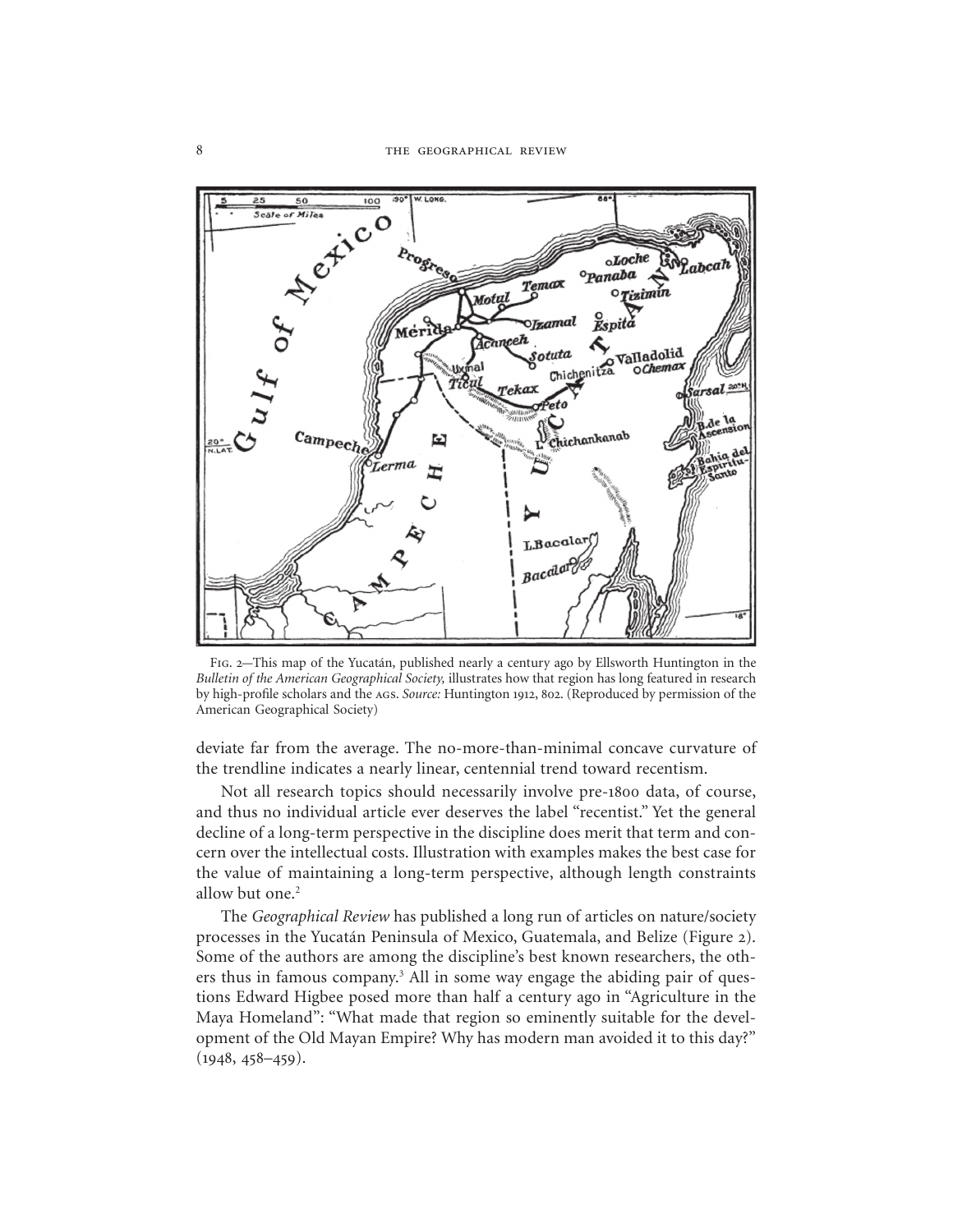Fig. 2—This map of the Yucatán, published nearly a century ago by Ellsworth Huntington in the *Bulletin of the American Geographical Society,* illustrates how that region has long featured in research by high-profile scholars and the AGS. *Source:* Huntington 1912, 802. (Reproduced by permission of the American Geographical Society)

deviate far from the average. The no-more-than-minimal concave curvature of the trendline indicates a nearly linear, centennial trend toward recentism.

Not all research topics should necessarily involve pre-1800 data, of course, and thus no individual article ever deserves the label "recentist." Yet the general decline of a long-term perspective in the discipline does merit that term and concern over the intellectual costs. Illustration with examples makes the best case for the value of maintaining a long-term perspective, although length constraints allow but one.[2]

The *Geographical Review* has published a long run of articles on nature/society processes in the Yucatán Peninsula of Mexico, Guatemala, and Belize (Figure 2). Some of the authors are among the discipline's best known researchers, the others thus in famous company.[3] All in some way engage the abiding pair of questions Edward Higbee posed more than half a century ago in "Agriculture in the Maya Homeland": "What made that region so eminently suitable for the development of the Old Mayan Empire? Why has modern man avoided it to this day?" (1948, 458–459).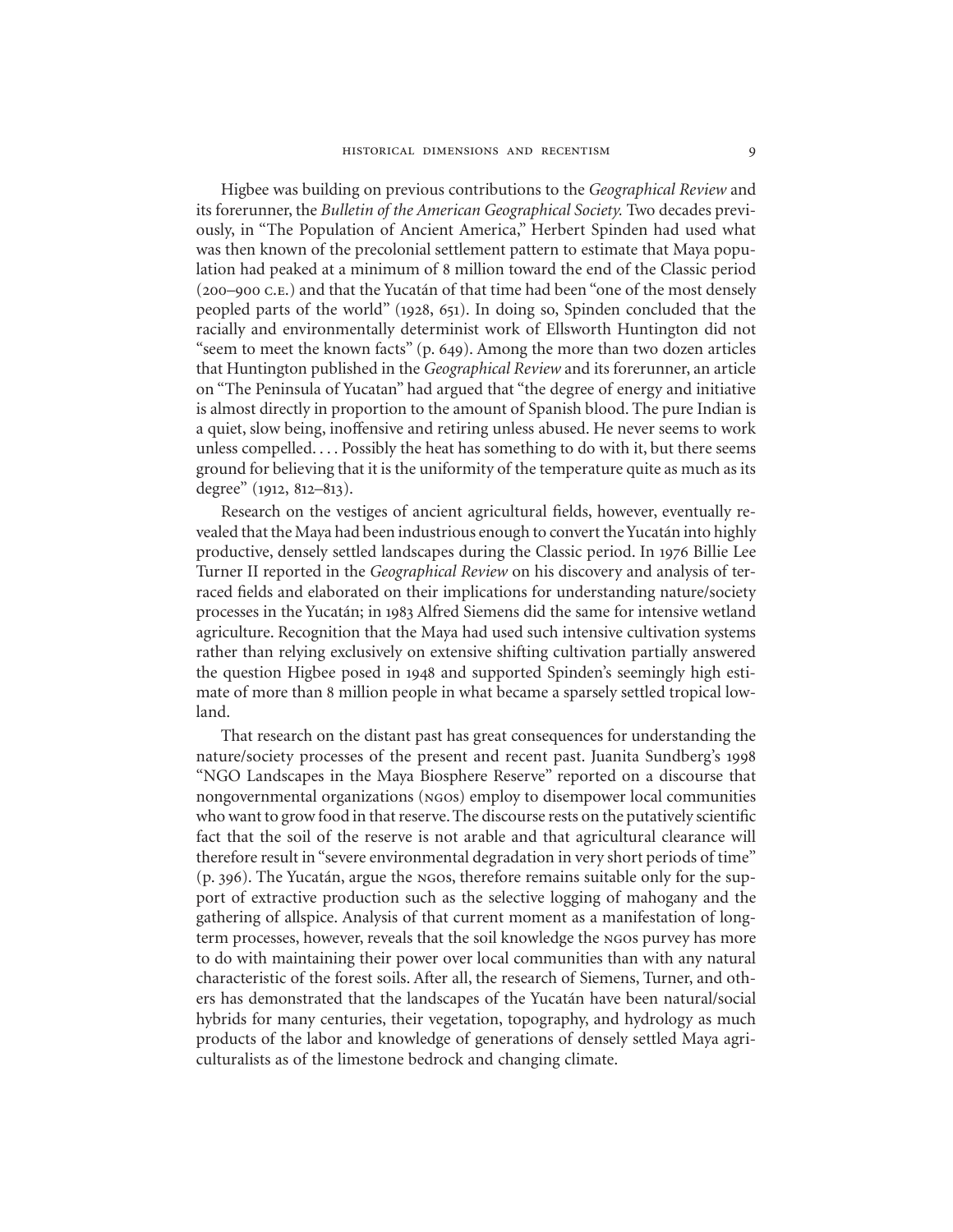Higbee was building on previous contributions to the *Geographical Review* and its forerunner, the *Bulletin of the American Geographical Society.* Two decades previously, in "The Population of Ancient America," Herbert Spinden had used what was then known of the precolonial settlement pattern to estimate that Maya population had peaked at a minimum of 8 million toward the end of the Classic period (200–900 C.E.) and that the Yucatán of that time had been "one of the most densely peopled parts of the world" (1928, 651). In doing so, Spinden concluded that the racially and environmentally determinist work of Ellsworth Huntington did not "seem to meet the known facts" (p. 649). Among the more than two dozen articles that Huntington published in the *Geographical Review* and its forerunner, an article on "The Peninsula of Yucatan" had argued that "the degree of energy and initiative is almost directly in proportion to the amount of Spanish blood. The pure Indian is a quiet, slow being, inoffensive and retiring unless abused. He never seems to work unless compelled. . . . Possibly the heat has something to do with it, but there seems ground for believing that it is the uniformity of the temperature quite as much as its degree" (1912, 812–813).

Research on the vestiges of ancient agricultural fields, however, eventually revealed that the Maya had been industrious enough to convert the Yucatán into highly productive, densely settled landscapes during the Classic period. In 1976 Billie Lee Turner II reported in the *Geographical Review* on his discovery and analysis of terraced fields and elaborated on their implications for understanding nature/society processes in the Yucatán; in 1983 Alfred Siemens did the same for intensive wetland agriculture. Recognition that the Maya had used such intensive cultivation systems rather than relying exclusively on extensive shifting cultivation partially answered the question Higbee posed in 1948 and supported Spinden's seemingly high estimate of more than 8 million people in what became a sparsely settled tropical lowland.

That research on the distant past has great consequences for understanding the nature/society processes of the present and recent past. Juanita Sundberg's 1998 "NGO Landscapes in the Maya Biosphere Reserve" reported on a discourse that nongovernmental organizations (NGOs) employ to disempower local communities who want to grow food in that reserve. The discourse rests on the putatively scientific fact that the soil of the reserve is not arable and that agricultural clearance will therefore result in "severe environmental degradation in very short periods of time" (p. 396). The Yucatán, argue the NGOs, therefore remains suitable only for the support of extractive production such as the selective logging of mahogany and the gathering of allspice. Analysis of that current moment as a manifestation of long-term processes, however, reveals that the soil knowledge the NGOs purvey has more to do with maintaining their power over local communities than with any natural characteristic of the forest soils. After all, the research of Siemens, Turner, and others has demonstrated that the landscapes of the Yucatán have been natural/social hybrids for many centuries, their vegetation, topography, and hydrology as much products of the labor and knowledge of generations of densely settled Maya agriculturalists as of the limestone bedrock and changing climate.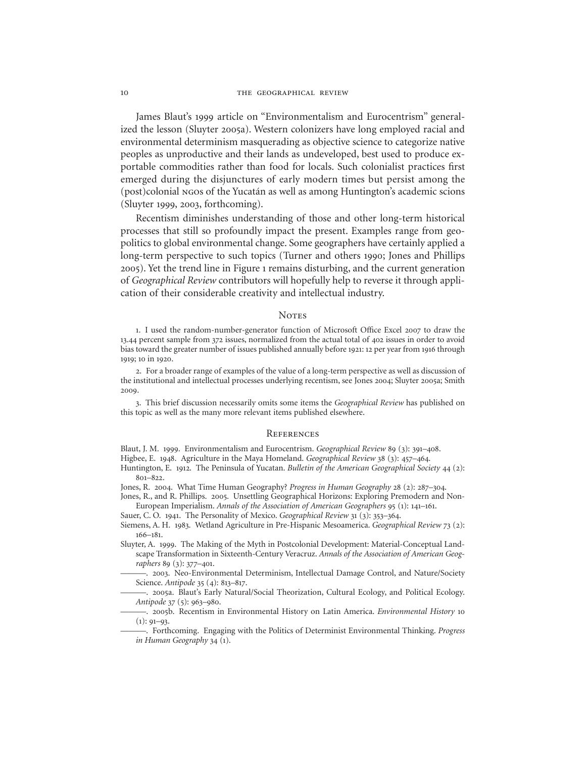James Blaut's 1999 article on "Environmentalism and Eurocentrism" generalized the lesson (Sluyter 2005a). Western colonizers have long employed racial and environmental determinism masquerading as objective science to categorize native peoples as unproductive and their lands as undeveloped, best used to produce exportable commodities rather than food for locals. Such colonialist practices first emerged during the disjunctures of early modern times but persist among the (post)colonial NGOs of the Yucatán as well as among Huntington's academic scions (Sluyter 1999, 2003, forthcoming).

Recentism diminishes understanding of those and other long-term historical processes that still so profoundly impact the present. Examples range from geopolitics to global environmental change. Some geographers have certainly applied a long-term perspective to such topics (Turner and others 1990; Jones and Phillips 2005). Yet the trend line in Figure 1 remains disturbing, and the current generation of *Geographical Review* contributors will hopefully help to reverse it through application of their considerable creativity and intellectual industry.

## Notes

1. I used the random-number-generator function of Microsoft Office Excel 2007 to draw the 13.44 percent sample from 372 issues, normalized from the actual total of 402 issues in order to avoid bias toward the greater number of issues published annually before 1921: 12 per year from 1916 through 1919; 10 in 1920.

2. For a broader range of examples of the value of a long-term perspective as well as discussion of the institutional and intellectual processes underlying recentism, see Jones 2004; Sluyter 2005a; Smith 2009.

3. This brief discussion necessarily omits some items the *Geographical Review* has published on this topic as well as the many more relevant items published elsewhere.

## References

Blaut, J. M. 1999. Environmentalism and Eurocentrism. *Geographical Review* 89 (3): 391–408.

Higbee, E. 1948. Agriculture in the Maya Homeland. *Geographical Review* 38 (3): 457–464.

Huntington, E. 1912. The Peninsula of Yucatan. *Bulletin of the American Geographical Society* 44 (2): 801–822.

Jones, R. 2004. What Time Human Geography? *Progress in Human Geography* 28 (2): 287–304.

Jones, R., and R. Phillips. 2005. Unsettling Geographical Horizons: Exploring Premodern and Non-European Imperialism. *Annals of the Association of American Geographers* 95 (1): 141–161.

Sauer, C. O. 1941. The Personality of Mexico. *Geographical Review* 31 (3): 353–364.

Siemens, A. H. 1983. Wetland Agriculture in Pre-Hispanic Mesoamerica. *Geographical Review* 73 (2): 166–181.

Sluyter, A. 1999. The Making of the Myth in Postcolonial Development: Material-Conceptual Landscape Transformation in Sixteenth-Century Veracruz. *Annals of the Association of American Geographers* 89 (3): 377–401.

———. 2003. Neo-Environmental Determinism, Intellectual Damage Control, and Nature/Society Science. *Antipode* 35 (4): 813–817.

———. 2005a. Blaut's Early Natural/Social Theorization, Cultural Ecology, and Political Ecology. *Antipode* 37 (5): 963–980.

———. 2005b. Recentism in Environmental History on Latin America. *Environmental History* 10 (1): 91–93.

———. Forthcoming. Engaging with the Politics of Determinist Environmental Thinking. *Progress in Human Geography* 34 (1).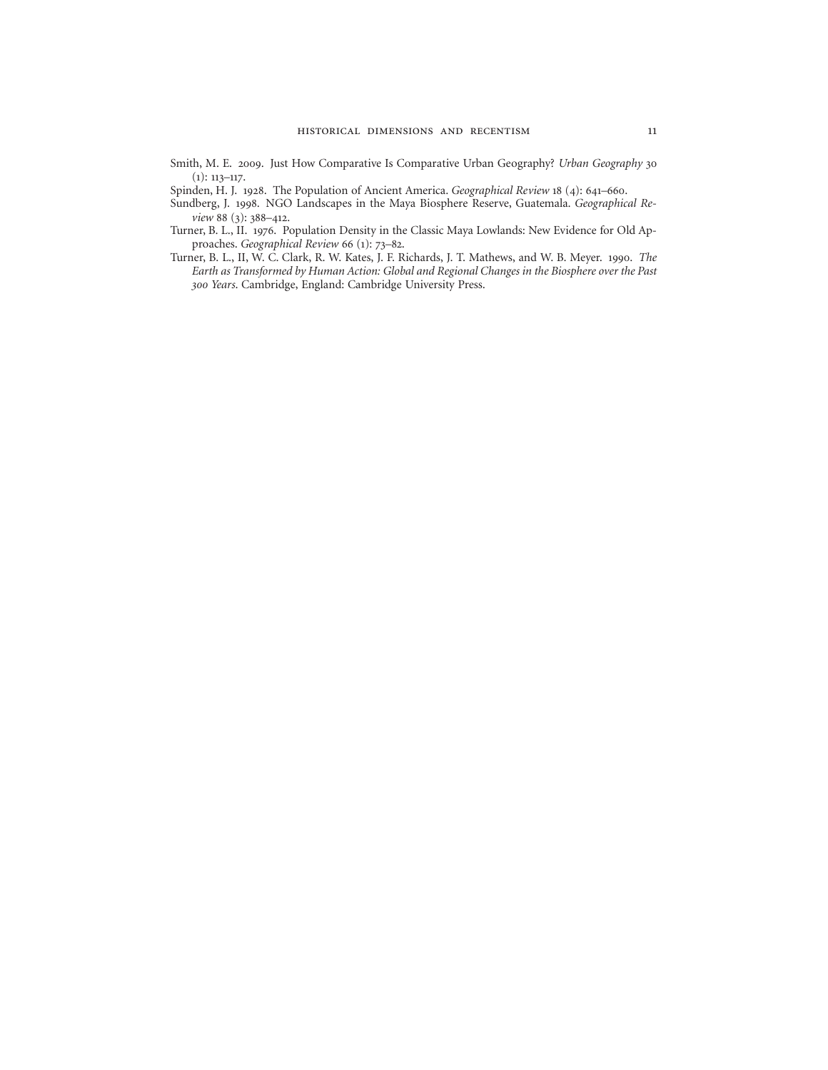Smith, M. E. 2009. Just How Comparative Is Comparative Urban Geography? *Urban Geography* 30 (1): 113–117.

Spinden, H. J. 1928. The Population of Ancient America. *Geographical Review* 18 (4): 641–660.

Sundberg, J. 1998. NGO Landscapes in the Maya Biosphere Reserve, Guatemala. *Geographical Review* 88 (3): 388–412.

Turner, B. L., II. 1976. Population Density in the Classic Maya Lowlands: New Evidence for Old Approaches. *Geographical Review* 66 (1): 73–82.

Turner, B. L., II, W. C. Clark, R. W. Kates, J. F. Richards, J. T. Mathews, and W. B. Meyer. 1990. *The Earth as Transformed by Human Action: Global and Regional Changes in the Biosphere over the Past 300 Years*. Cambridge, England: Cambridge University Press.